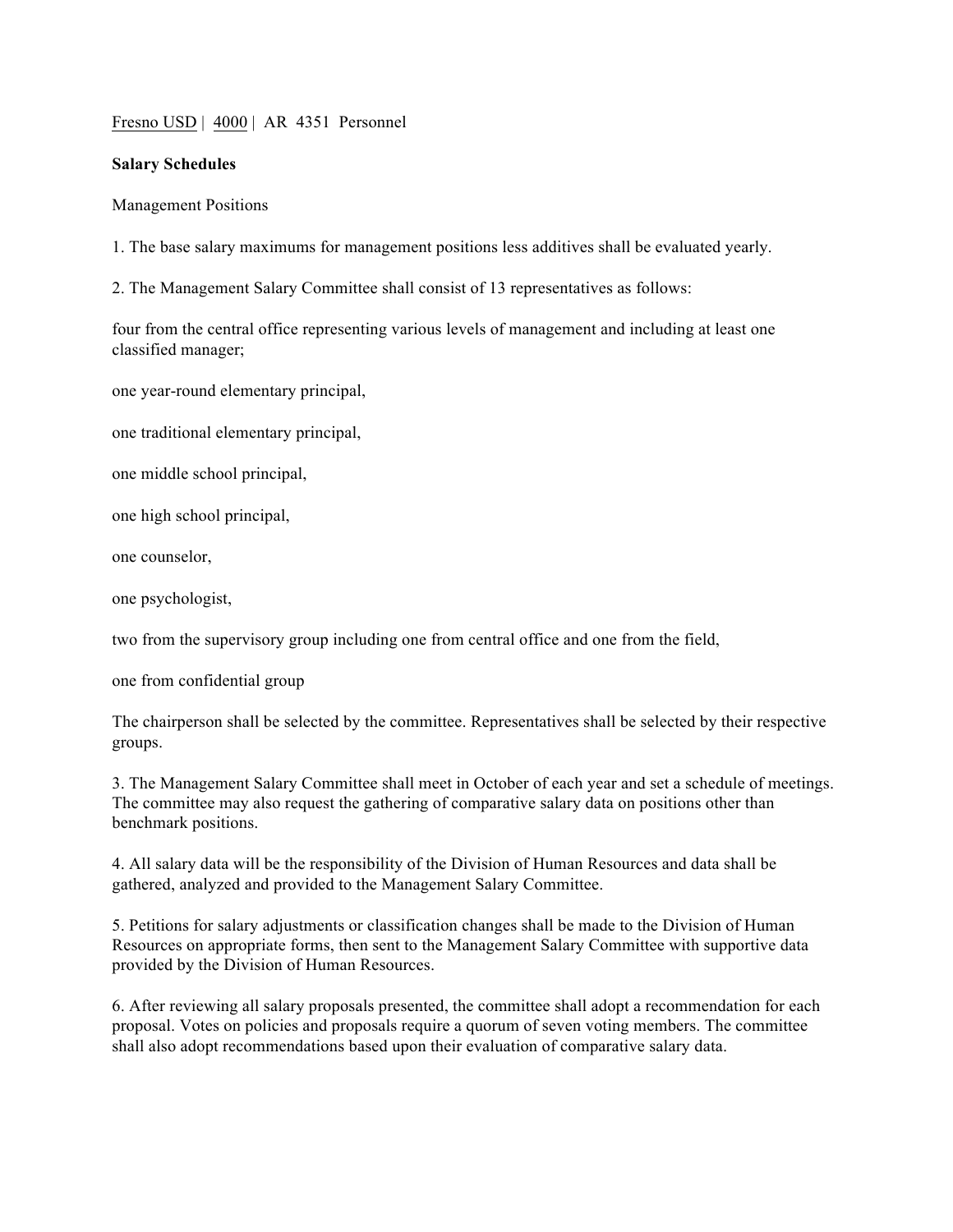Fresno USD | 4000 | AR 4351 Personnel

**Salary Schedules**

Management Positions

1. The base salary maximums for management positions less additives shall be evaluated yearly.

2. The Management Salary Committee shall consist of 13 representatives as follows:

four from the central office representing various levels of management and including at least one classified manager;

one year-round elementary principal,

one traditional elementary principal,

one middle school principal,

one high school principal,

one counselor,

one psychologist,

two from the supervisory group including one from central office and one from the field,

one from confidential group

The chairperson shall be selected by the committee. Representatives shall be selected by their respective groups.

3. The Management Salary Committee shall meet in October of each year and set a schedule of meetings. The committee may also request the gathering of comparative salary data on positions other than benchmark positions.

4. All salary data will be the responsibility of the Division of Human Resources and data shall be gathered, analyzed and provided to the Management Salary Committee.

5. Petitions for salary adjustments or classification changes shall be made to the Division of Human Resources on appropriate forms, then sent to the Management Salary Committee with supportive data provided by the Division of Human Resources.

6. After reviewing all salary proposals presented, the committee shall adopt a recommendation for each proposal. Votes on policies and proposals require a quorum of seven voting members. The committee shall also adopt recommendations based upon their evaluation of comparative salary data.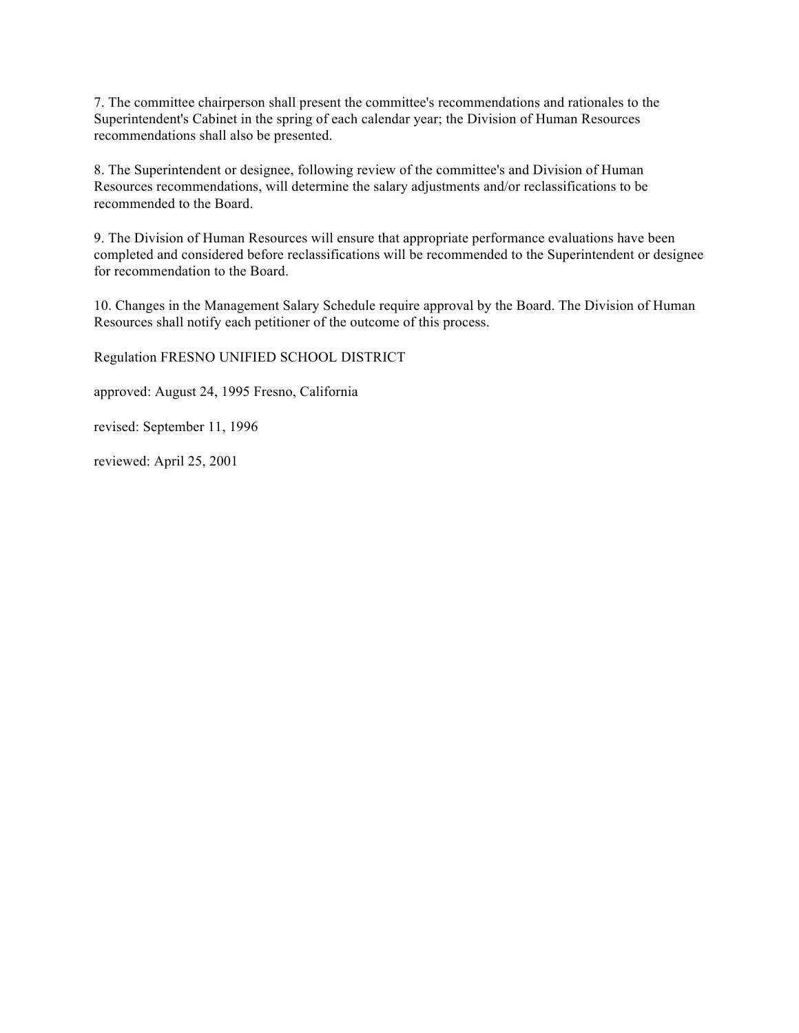7. The committee chairperson shall present the committee's recommendations and rationales to the Superintendent's Cabinet in the spring of each calendar year; the Division of Human Resources recommendations shall also be presented.

8. The Superintendent or designee, following review of the committee's and Division of Human Resources recommendations, will determine the salary adjustments and/or reclassifications to be recommended to the Board.

9. The Division of Human Resources will ensure that appropriate performance evaluations have been completed and considered before reclassifications will be recommended to the Superintendent or designee for recommendation to the Board.

10. Changes in the Management Salary Schedule require approval by the Board. The Division of Human Resources shall notify each petitioner of the outcome of this process.

Regulation FRESNO UNIFIED SCHOOL DISTRICT

approved: August 24, 1995 Fresno, California

revised: September 11, 1996

reviewed: April 25, 2001